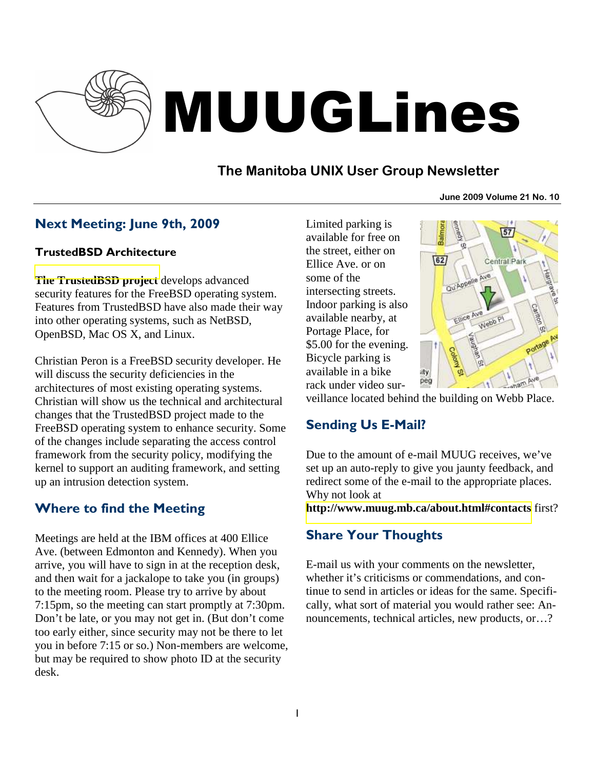# MUUGLines

## The Manitoba UNIX User Group Newsletter

June 2009 Volume 21 No. 10

## Next Meeting: June 9th, 2009

### TrustedBSD Architecture

**The TrustedBSD project** develops advanced security features for the FreeBSD operating system. Features from TrustedBSD have also made their way into other operating systems, such as NetBSD, OpenBSD, Mac OS X, and Linux.

Christian Peron is a FreeBSD security developer. He will discuss the security deficiencies in the architectures of most existing operating systems. Christian will show us the technical and architectural changes that the TrustedBSD project made to the FreeBSD operating system to enhance security. Some of the changes include separating the access control framework from the security policy, modifying the kernel to support an auditing framework, and setting up an intrusion detection system.

## Where to find the Meeting

Meetings are held at the IBM offices at 400 Ellice Ave. (between Edmonton and Kennedy). When you arrive, you will have to sign in at the reception desk, and then wait for a jackalope to take you (in groups) to the meeting room. Please try to arrive by about 7:15pm, so the meeting can start promptly at 7:30pm. Don't be late, or you may not get in. (But don't come too early either, since security may not be there to let you in before 7:15 or so.) Non-members are welcome, but may be required to show photo ID at the security desk.

Limited parking is available for free on the street, either on Ellice Ave. or on some of the intersecting streets. Indoor parking is also available nearby, at Portage Place, for $5.00 for the evening. Bicycle parking is available in a bike rack under video surveillance located behind the building on Webb Place.

## Sending Us E-Mail?

Due to the amount of e-mail MUUG receives, we've set up an auto-reply to give you jaunty feedback, and redirect some of the e-mail to the appropriate places. Why not look at **http://www.muug.mb.ca/about.html#contacts** first?

## Share Your Thoughts

E-mail us with your comments on the newsletter, whether it's criticisms or commendations, and continue to send in articles or ideas for the same. Specifically, what sort of material you would rather see: Announcements, technical articles, new products, or…?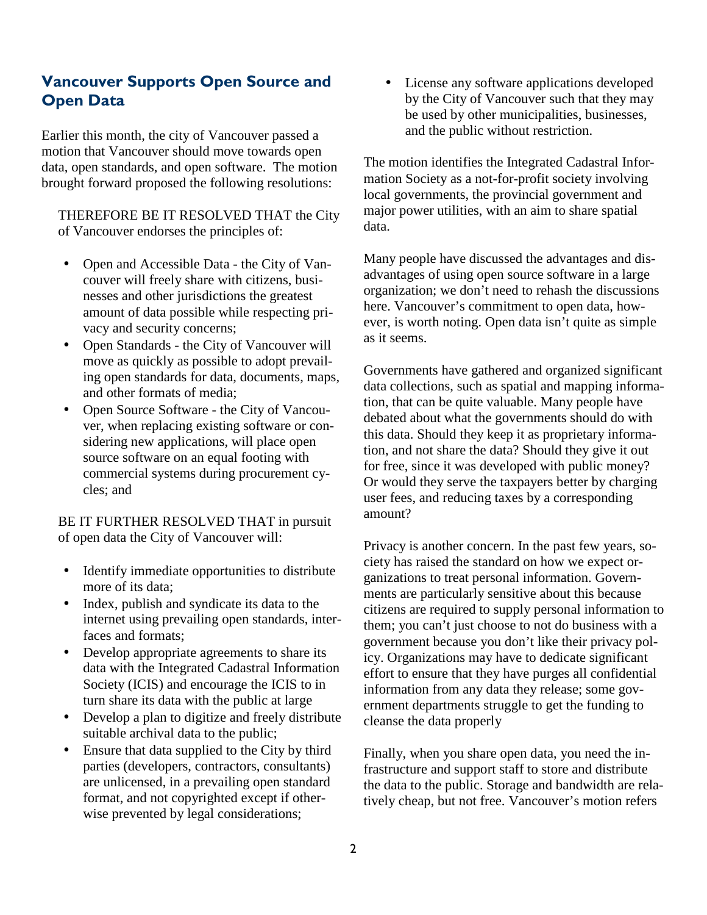## Vancouver Supports Open Source and Open Data

Earlier this month, the city of Vancouver passed a motion that Vancouver should move towards open data, open standards, and open software. The motion brought forward proposed the following resolutions:

THEREFORE BE IT RESOLVED THAT the City of Vancouver endorses the principles of:

- Open and Accessible Data - the City of Vancouver will freely share with citizens, businesses and other jurisdictions the greatest amount of data possible while respecting privacy and security concerns;
- Open Standards - the City of Vancouver will move as quickly as possible to adopt prevailing open standards for data, documents, maps, and other formats of media;
- Open Source Software - the City of Vancouver, when replacing existing software or considering new applications, will place open source software on an equal footing with commercial systems during procurement cycles; and

BE IT FURTHER RESOLVED THAT in pursuit of open data the City of Vancouver will:

- Identify immediate opportunities to distribute more of its data;
- Index, publish and syndicate its data to the internet using prevailing open standards, interfaces and formats;
- Develop appropriate agreements to share its data with the Integrated Cadastral Information Society (ICIS) and encourage the ICIS to in turn share its data with the public at large
- Develop a plan to digitize and freely distribute suitable archival data to the public;
- Ensure that data supplied to the City by third parties (developers, contractors, consultants) are unlicensed, in a prevailing open standard format, and not copyrighted except if otherwise prevented by legal considerations;
- License any software applications developed by the City of Vancouver such that they may be used by other municipalities, businesses, and the public without restriction.

The motion identifies the Integrated Cadastral Information Society as a not-for-profit society involving local governments, the provincial government and major power utilities, with an aim to share spatial data.

Many people have discussed the advantages and disadvantages of using open source software in a large organization; we don't need to rehash the discussions here. Vancouver's commitment to open data, however, is worth noting. Open data isn't quite as simple as it seems.

Governments have gathered and organized significant data collections, such as spatial and mapping information, that can be quite valuable. Many people have debated about what the governments should do with this data. Should they keep it as proprietary information, and not share the data? Should they give it out for free, since it was developed with public money? Or would they serve the taxpayers better by charging user fees, and reducing taxes by a corresponding amount?

Privacy is another concern. In the past few years, society has raised the standard on how we expect organizations to treat personal information. Governments are particularly sensitive about this because citizens are required to supply personal information to them; you can't just choose to not do business with a government because you don't like their privacy policy. Organizations may have to dedicate significant effort to ensure that they have purges all confidential information from any data they release; some government departments struggle to get the funding to cleanse the data properly

Finally, when you share open data, you need the infrastructure and support staff to store and distribute the data to the public. Storage and bandwidth are relatively cheap, but not free. Vancouver's motion refers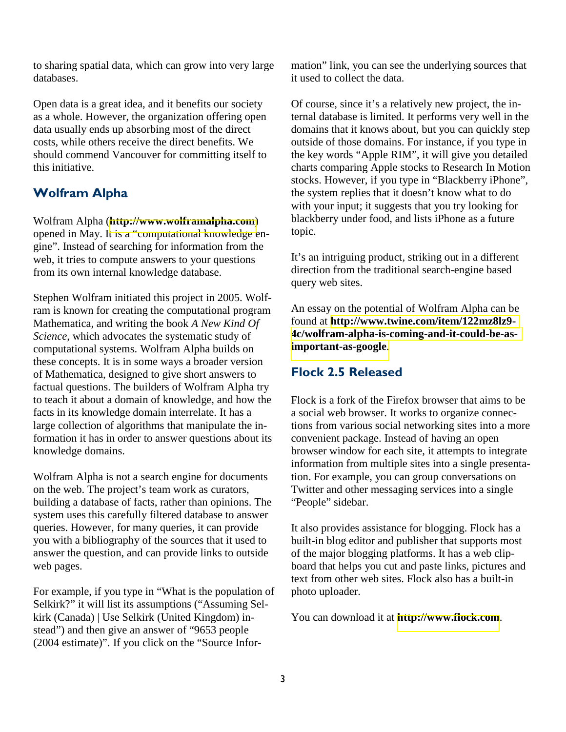to sharing spatial data, which can grow into very large databases.

Open data is a great idea, and it benefits our society as a whole. However, the organization offering open data usually ends up absorbing most of the direct costs, while others receive the direct benefits. We should commend Vancouver for committing itself to this initiative.

## Wolfram Alpha

Wolfram Alpha (**http://www.wolframalpha.com**) opened in May. It is a "computational knowledge engine". Instead of searching for information from the web, it tries to compute answers to your questions from its own internal knowledge database.

Stephen Wolfram initiated this project in 2005. Wolfram is known for creating the computational program Mathematica, and writing the book *A New Kind Of Science*, which advocates the systematic study of computational systems. Wolfram Alpha builds on these concepts. It is in some ways a broader version of Mathematica, designed to give short answers to factual questions. The builders of Wolfram Alpha try to teach it about a domain of knowledge, and how the facts in its knowledge domain interrelate. It has a large collection of algorithms that manipulate the information it has in order to answer questions about its knowledge domains.

Wolfram Alpha is not a search engine for documents on the web. The project's team work as curators, building a database of facts, rather than opinions. The system uses this carefully filtered database to answer queries. However, for many queries, it can provide you with a bibliography of the sources that it used to answer the question, and can provide links to outside web pages.

For example, if you type in "What is the population of Selkirk?" it will list its assumptions ("Assuming Selkirk (Canada) | Use Selkirk (United Kingdom) instead") and then give an answer of "9653 people (2004 estimate)". If you click on the "Source Information" link, you can see the underlying sources that it used to collect the data.

Of course, since it's a relatively new project, the internal database is limited. It performs very well in the domains that it knows about, but you can quickly step outside of those domains. For instance, if you type in the key words "Apple RIM", it will give you detailed charts comparing Apple stocks to Research In Motion stocks. However, if you type in "Blackberry iPhone", the system replies that it doesn't know what to do with your input; it suggests that you try looking for blackberry under food, and lists iPhone as a future topic.

It's an intriguing product, striking out in a different direction from the traditional search-engine based query web sites.

An essay on the potential of Wolfram Alpha can be found at **http://www.twine.com/item/122mz8lz9-4c/wolfram-alpha-is-coming-and-it-could-be-as-important-as-google**.

## Flock 2.5 Released

Flock is a fork of the Firefox browser that aims to be a social web browser. It works to organize connections from various social networking sites into a more convenient package. Instead of having an open browser window for each site, it attempts to integrate information from multiple sites into a single presentation. For example, you can group conversations on Twitter and other messaging services into a single "People" sidebar.

It also provides assistance for blogging. Flock has a built-in blog editor and publisher that supports most of the major blogging platforms. It has a web clipboard that helps you cut and paste links, pictures and text from other web sites. Flock also has a built-in photo uploader.

You can download it at **http://www.flock.com**.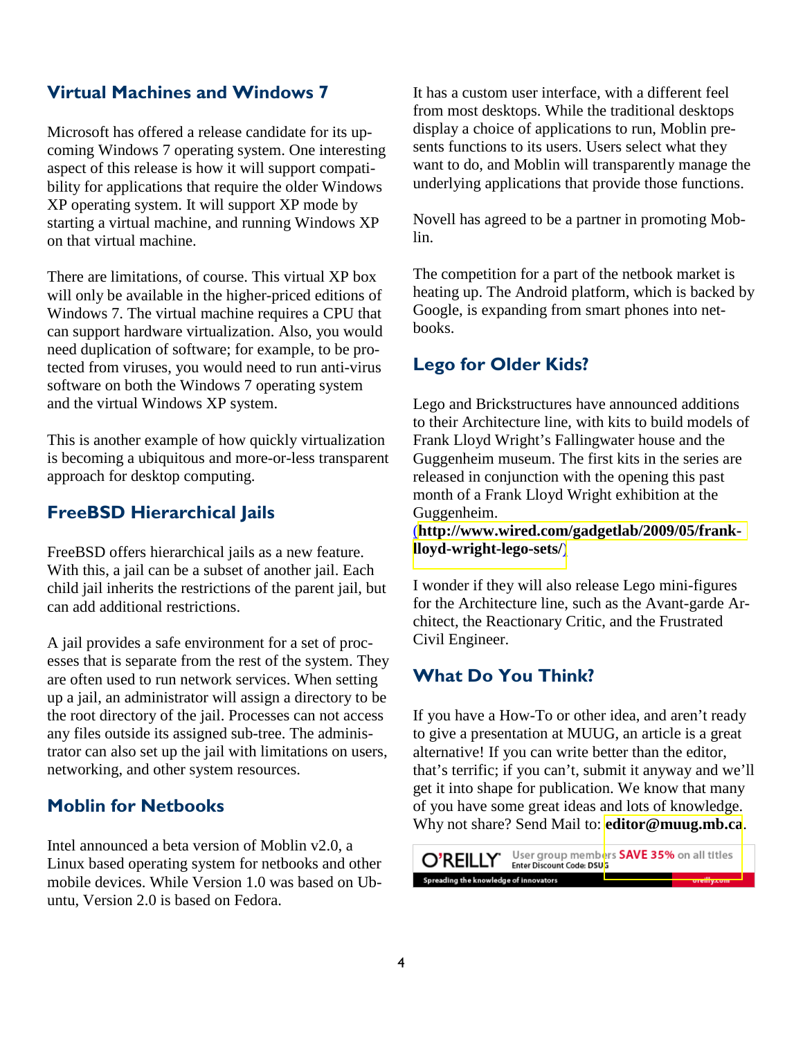## Virtual Machines and Windows 7

Microsoft has offered a release candidate for its upcoming Windows 7 operating system. One interesting aspect of this release is how it will support compatibility for applications that require the older Windows XP operating system. It will support XP mode by starting a virtual machine, and running Windows XP on that virtual machine.

There are limitations, of course. This virtual XP box will only be available in the higher-priced editions of Windows 7. The virtual machine requires a CPU that can support hardware virtualization. Also, you would need duplication of software; for example, to be protected from viruses, you would need to run anti-virus software on both the Windows 7 operating system and the virtual Windows XP system.

This is another example of how quickly virtualization is becoming a ubiquitous and more-or-less transparent approach for desktop computing.

## FreeBSD Hierarchical Jails

FreeBSD offers hierarchical jails as a new feature. With this, a jail can be a subset of another jail. Each child jail inherits the restrictions of the parent jail, but can add additional restrictions.

A jail provides a safe environment for a set of processes that is separate from the rest of the system. They are often used to run network services. When setting up a jail, an administrator will assign a directory to be the root directory of the jail. Processes can not access any files outside its assigned sub-tree. The administrator can also set up the jail with limitations on users, networking, and other system resources.

## Moblin for Netbooks

Intel announced a beta version of Moblin v2.0, a Linux based operating system for netbooks and other mobile devices. While Version 1.0 was based on Ubuntu, Version 2.0 is based on Fedora.

It has a custom user interface, with a different feel from most desktops. While the traditional desktops display a choice of applications to run, Moblin presents functions to its users. Users select what they want to do, and Moblin will transparently manage the underlying applications that provide those functions.

Novell has agreed to be a partner in promoting Moblin.

The competition for a part of the netbook market is heating up. The Android platform, which is backed by Google, is expanding from smart phones into netbooks.

## Lego for Older Kids?

Lego and Brickstructures have announced additions to their Architecture line, with kits to build models of Frank Lloyd Wright's Fallingwater house and the Guggenheim museum. The first kits in the series are released in conjunction with the opening this past month of a Frank Lloyd Wright exhibition at the Guggenheim. (**http://www.wired.com/gadgetlab/2009/05/frank-lloyd-wright-lego-sets/**)

I wonder if they will also release Lego mini-figures for the Architecture line, such as the Avant-garde Architect, the Reactionary Critic, and the Frustrated Civil Engineer.

## What Do You Think?

If you have a How-To or other idea, and aren't ready to give a presentation at MUUG, an article is a great alternative! If you can write better than the editor, that's terrific; if you can't, submit it anyway and we'll get it into shape for publication. We know that many of you have some great ideas and lots of knowledge. Why not share? Send Mail to: **editor@muug.mb.ca**.

O'REILLY — User group members SAVE 35% on all titles — Enter Discount Code: DSUG — Spreading the knowledge of innovators — oreilly.com